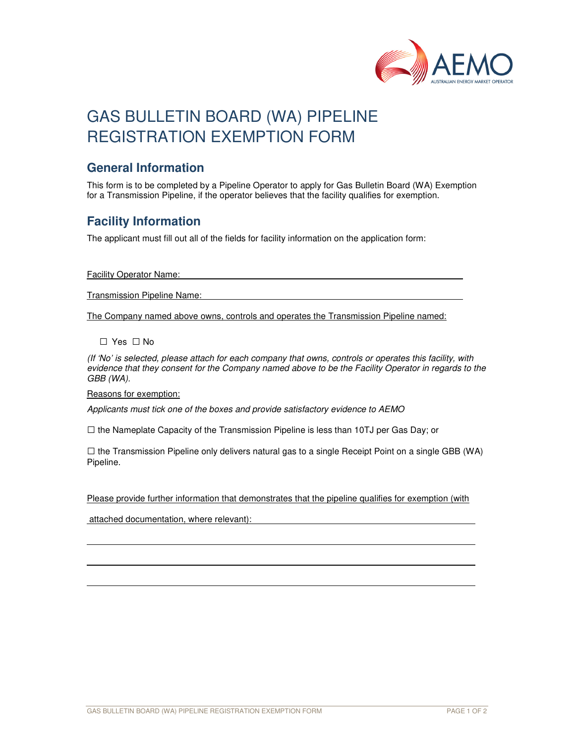# GAS BULLETIN BOARD (WA) PIPELINE REGISTRATION EXEMPTION FORM

## General Information

This form is to be completed by a Pipeline Operator to apply for Gas Bulletin Board (WA) Exemption for a Transmission Pipeline, if the operator believes that the facility qualifies for exemption.

## Facility Information

The applicant must fill out all of the fields for facility information on the application form:

Facility Operator Name: ______________________________________________

Transmission Pipeline Name: ______________________________________________

The Company named above owns, controls and operates the Transmission Pipeline named:

☐ Yes ☐ No

*(If 'No' is selected, please attach for each company that owns, controls or operates this facility, with evidence that they consent for the Company named above to be the Facility Operator in regards to the GBB (WA).*

Reasons for exemption:

*Applicants must tick one of the boxes and provide satisfactory evidence to AEMO*

☐ the Nameplate Capacity of the Transmission Pipeline is less than 10TJ per Gas Day; or

☐ the Transmission Pipeline only delivers natural gas to a single Receipt Point on a single GBB (WA) Pipeline.

Please provide further information that demonstrates that the pipeline qualifies for exemption (with attached documentation, where relevant): ______________________________________________

______________________________________________

______________________________________________

______________________________________________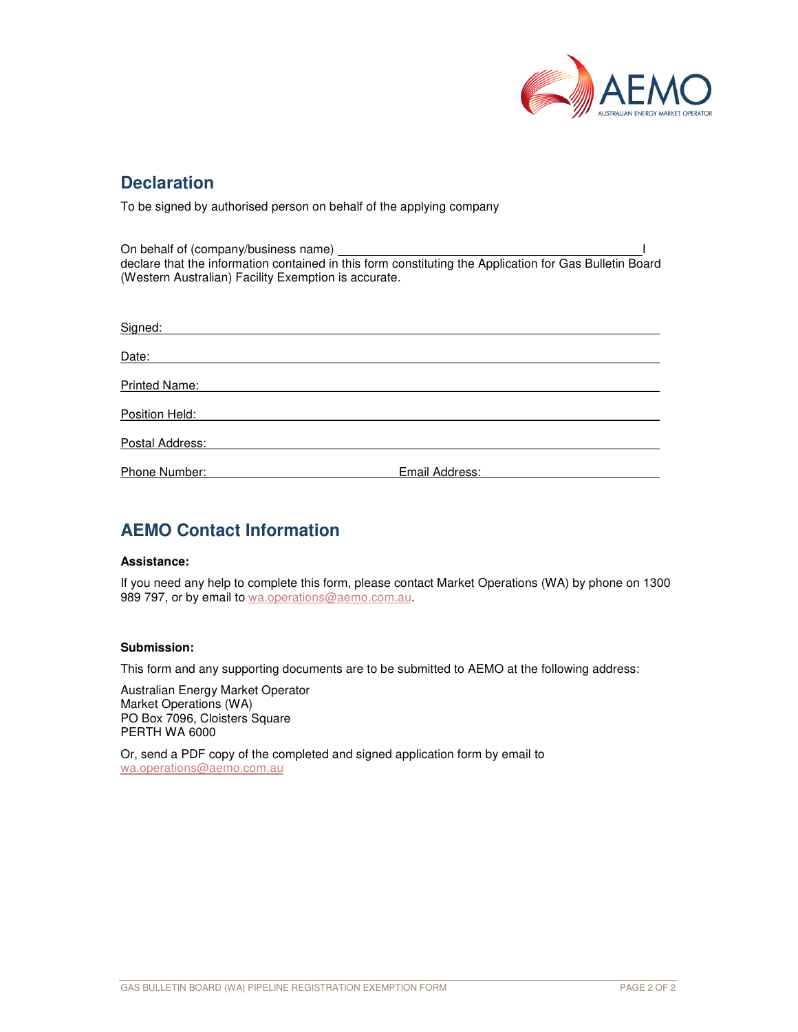## Declaration

To be signed by authorised person on behalf of the applying company

On behalf of (company/business name) ____________________________________________ I declare that the information contained in this form constituting the Application for Gas Bulletin Board (Western Australian) Facility Exemption is accurate.

Signed: ______________________________________________

Date: ______________________________________________

Printed Name: ______________________________________________

Position Held: ______________________________________________

Postal Address: ______________________________________________

Phone Number: ______________________ Email Address: ______________________

## AEMO Contact Information

**Assistance:**

If you need any help to complete this form, please contact Market Operations (WA) by phone on 1300 989 797, or by email to wa.operations@aemo.com.au.

**Submission:**

This form and any supporting documents are to be submitted to AEMO at the following address:

Australian Energy Market Operator
Market Operations (WA)
PO Box 7096, Cloisters Square
PERTH WA 6000

Or, send a PDF copy of the completed and signed application form by email to wa.operations@aemo.com.au